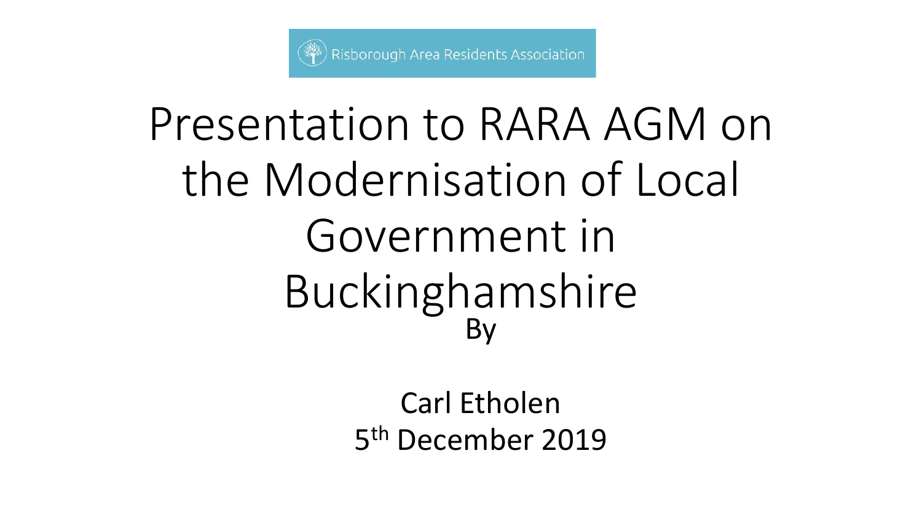Risborough Area Residents Association

# Presentation to RARA AGM on the Modernisation of Local Government in Buckinghamshire

By

Carl Etholen

5th December 2019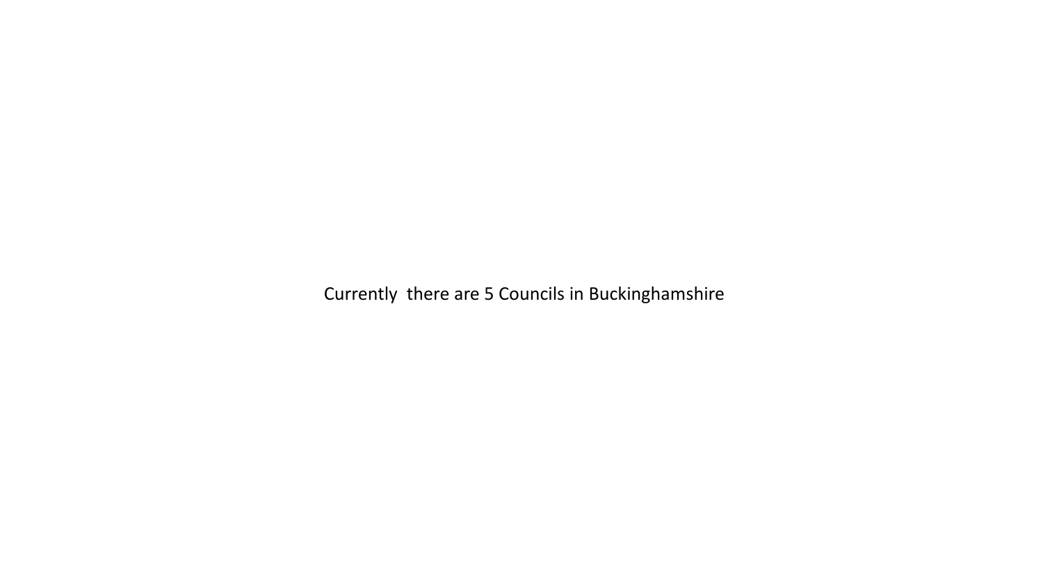Currently  there are 5 Councils in Buckinghamshire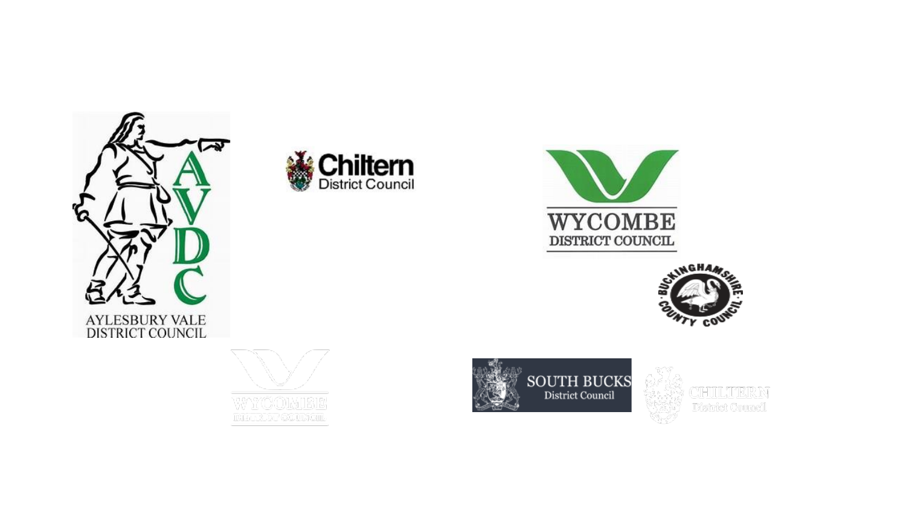AYLESBURY VALE DISTRICT COUNCIL

Chiltern District Council

WYCOMBE DISTRICT COUNCIL

BUCKINGHAMSHIRE COUNTY COUNCIL

WYCOMBE DISTRICT COUNCIL

SOUTH BUCKS District Council

CHILTERN District Council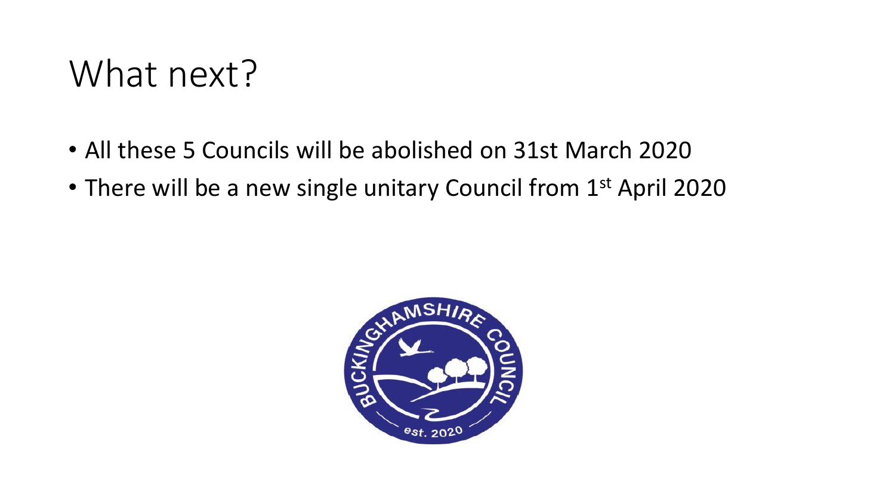# What next?

- All these 5 Councils will be abolished on 31st March 2020
- There will be a new single unitary Council from 1st April 2020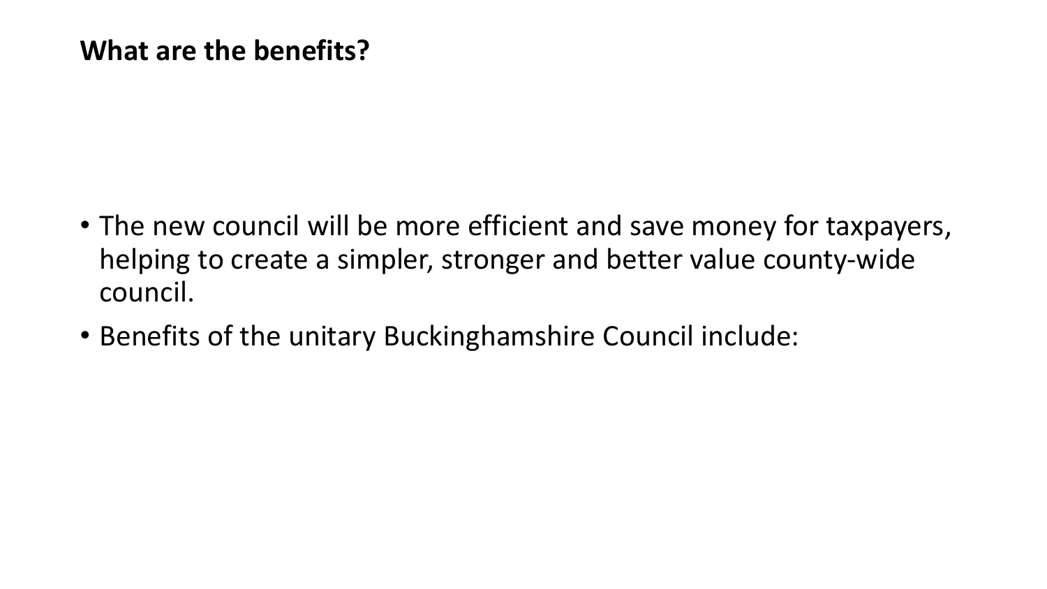**What are the benefits?**

- The new council will be more efficient and save money for taxpayers, helping to create a simpler, stronger and better value county-wide council.
- Benefits of the unitary Buckinghamshire Council include: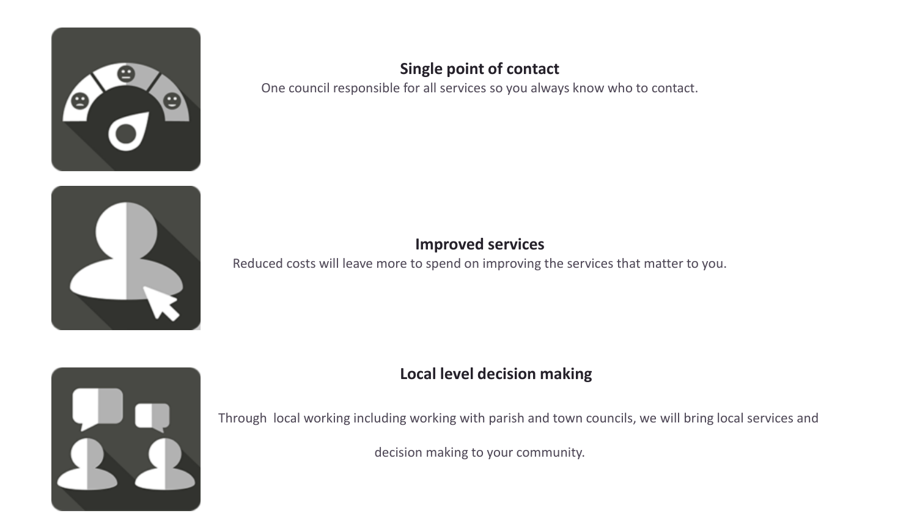**Single point of contact**

One council responsible for all services so you always know who to contact.

**Improved services**

Reduced costs will leave more to spend on improving the services that matter to you.

**Local level decision making**

Through local working including working with parish and town councils, we will bring local services and decision making to your community.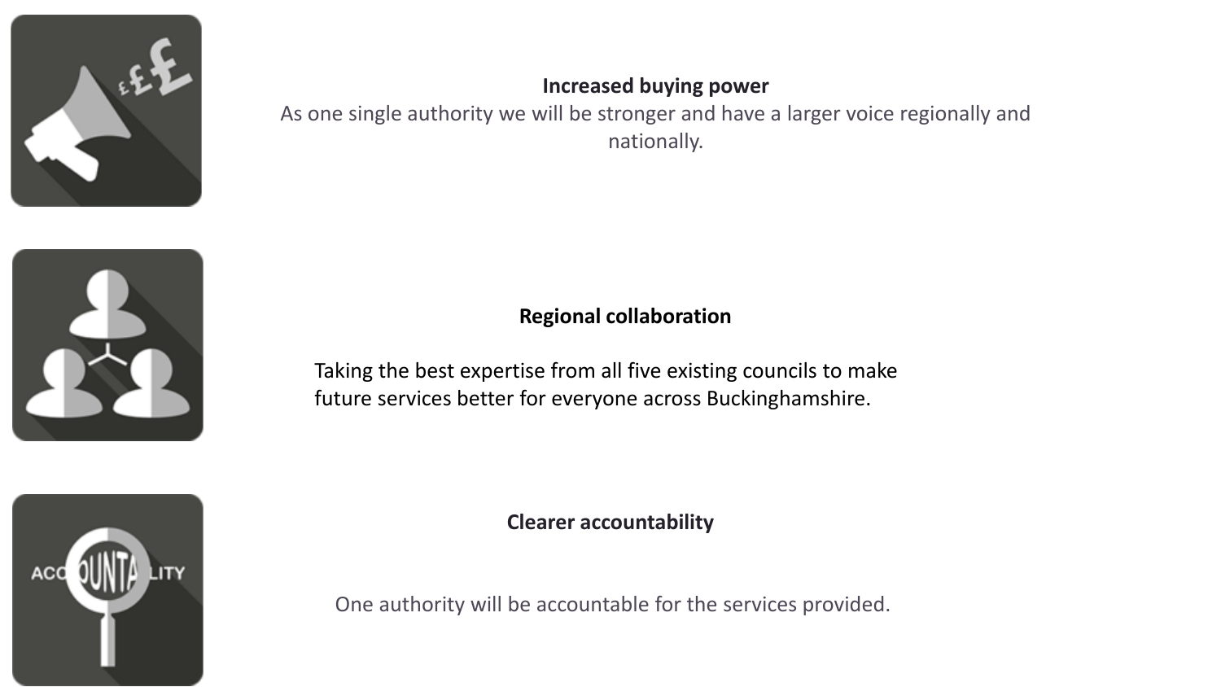**Increased buying power**

As one single authority we will be stronger and have a larger voice regionally and nationally.

**Regional collaboration**

Taking the best expertise from all five existing councils to make future services better for everyone across Buckinghamshire.

**Clearer accountability**

One authority will be accountable for the services provided.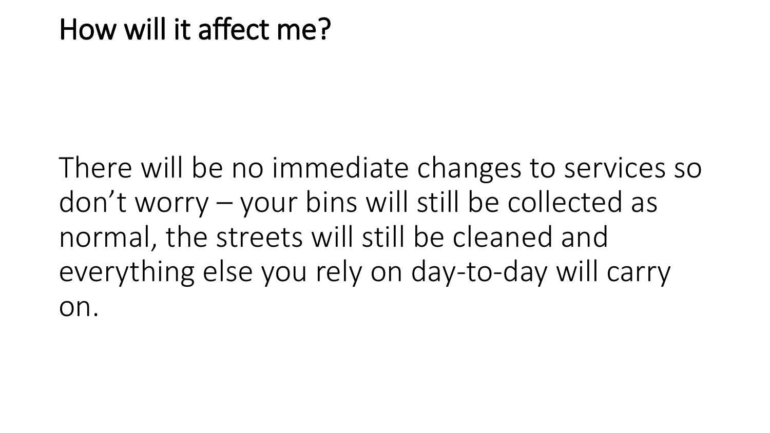# How will it affect me?

There will be no immediate changes to services so don't worry – your bins will still be collected as normal, the streets will still be cleaned and everything else you rely on day-to-day will carry on.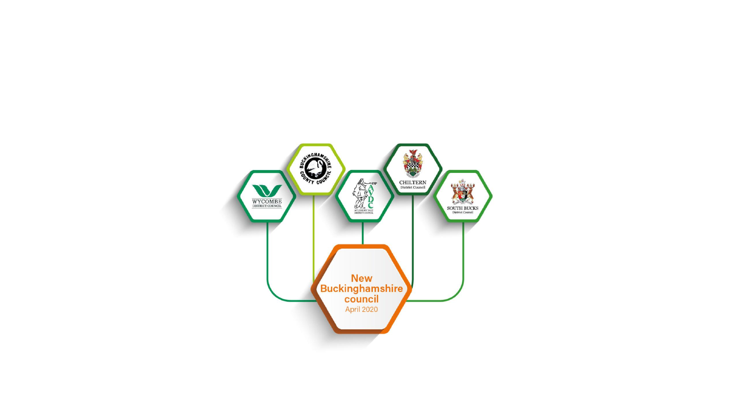WYCOMBE
DISTRICT COUNCIL

BUCKINGHAMSHIRE COUNTY COUNCIL

AVDC
AYLESBURY VALE DISTRICT COUNCIL

CHILTERN
District Council

SOUTH BUCKS
District Council

New Buckinghamshire council
April 2020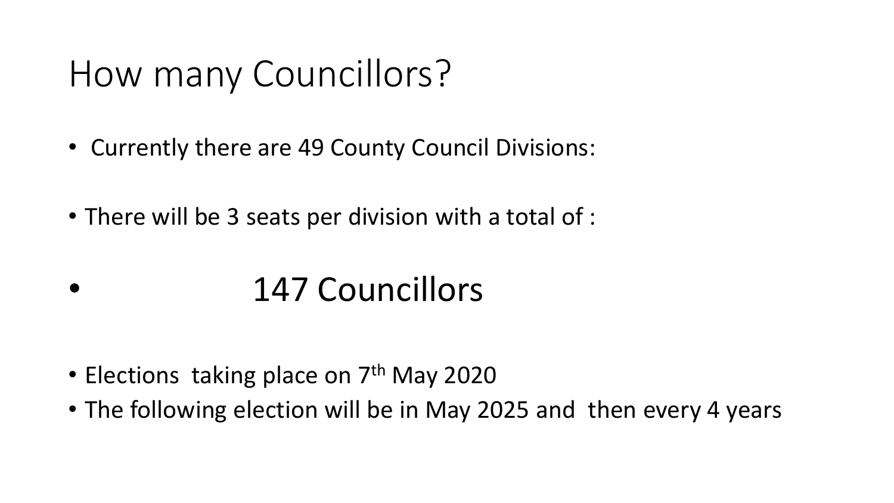# How many Councillors?

- Currently there are 49 County Council Divisions:
- There will be 3 seats per division with a total of :
- 147 Councillors
- Elections taking place on 7th May 2020
- The following election will be in May 2025 and then every 4 years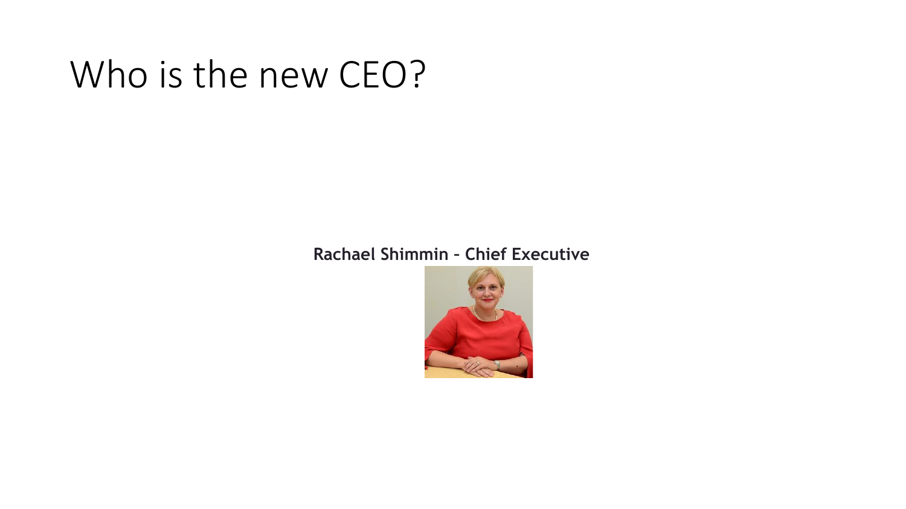# Who is the new CEO?

**Rachael Shimmin - Chief Executive**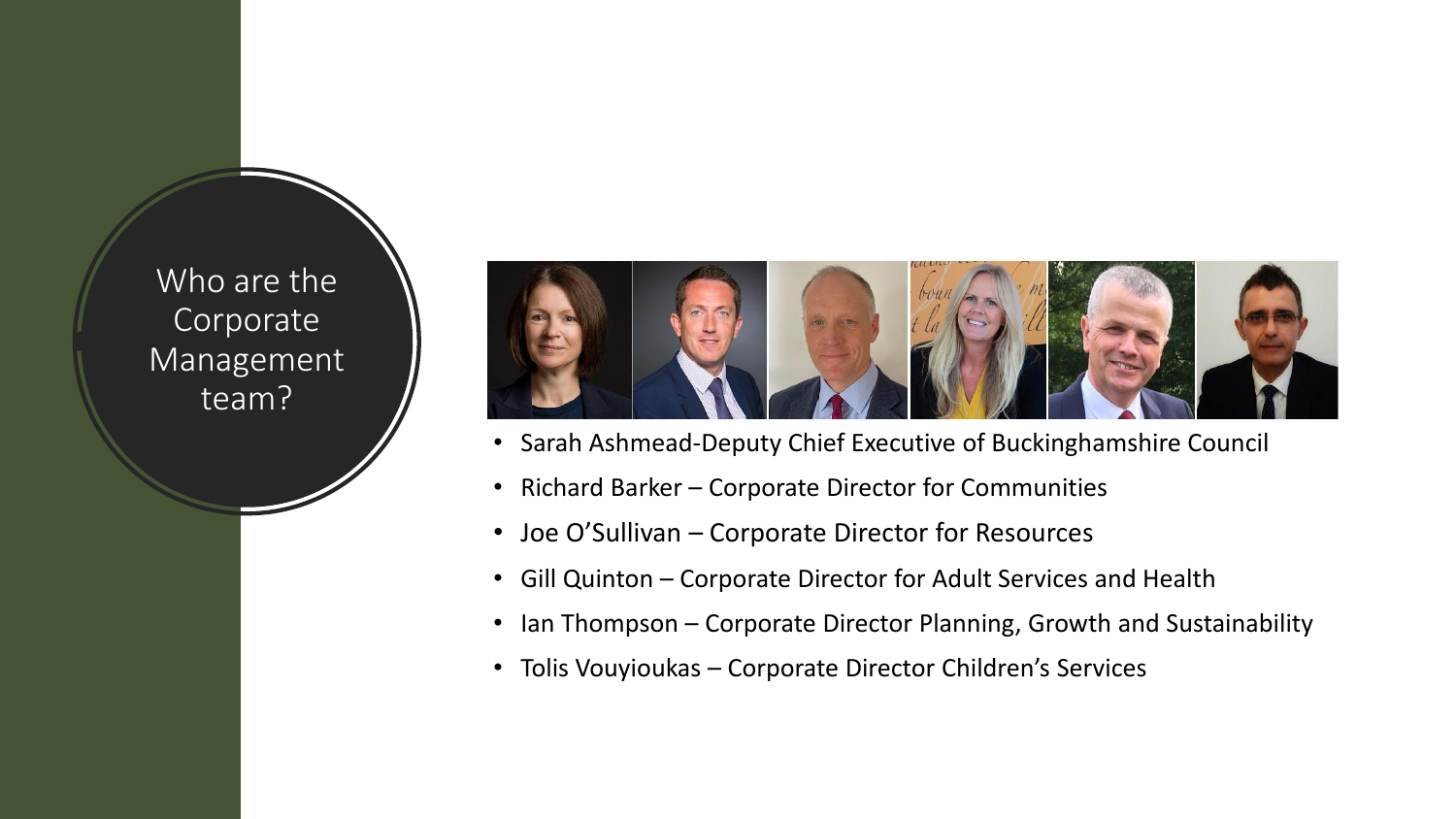# Who are the Corporate Management team?

- Sarah Ashmead-Deputy Chief Executive of Buckinghamshire Council
- Richard Barker – Corporate Director for Communities
- Joe O'Sullivan – Corporate Director for Resources
- Gill Quinton – Corporate Director for Adult Services and Health
- Ian Thompson – Corporate Director Planning, Growth and Sustainability
- Tolis Vouyioukas – Corporate Director Children's Services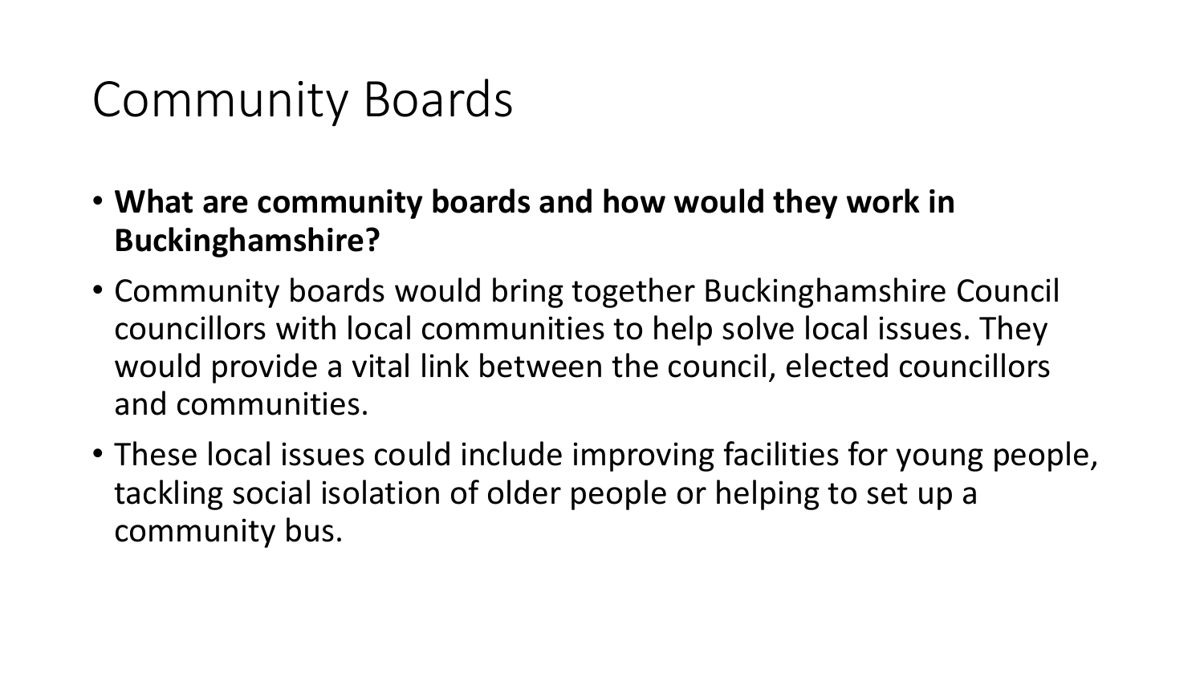# Community Boards

- **What are community boards and how would they work in Buckinghamshire?**
- Community boards would bring together Buckinghamshire Council councillors with local communities to help solve local issues. They would provide a vital link between the council, elected councillors and communities.
- These local issues could include improving facilities for young people, tackling social isolation of older people or helping to set up a community bus.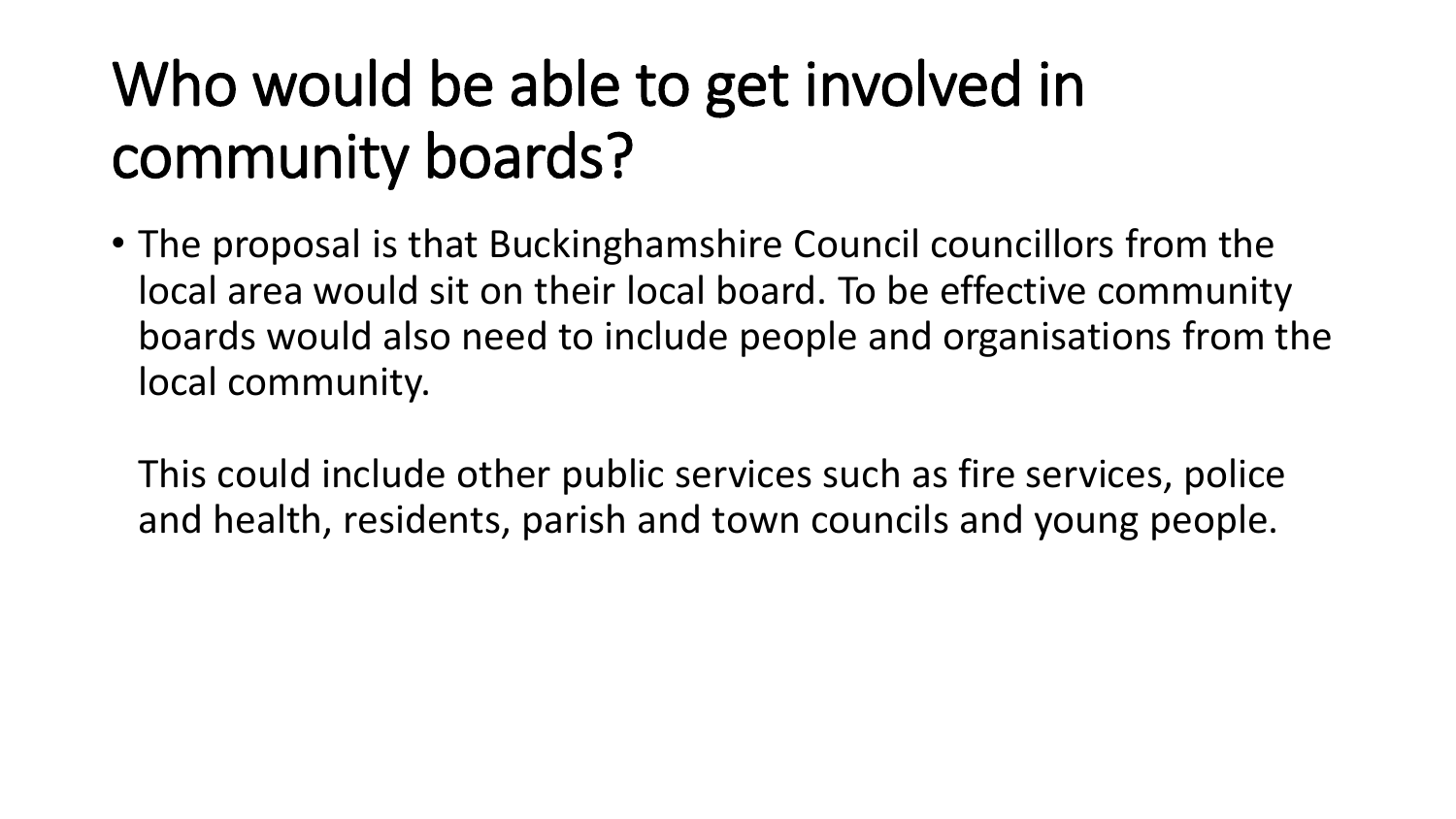# Who would be able to get involved in community boards?

- The proposal is that Buckinghamshire Council councillors from the local area would sit on their local board. To be effective community boards would also need to include people and organisations from the local community.

  This could include other public services such as fire services, police and health, residents, parish and town councils and young people.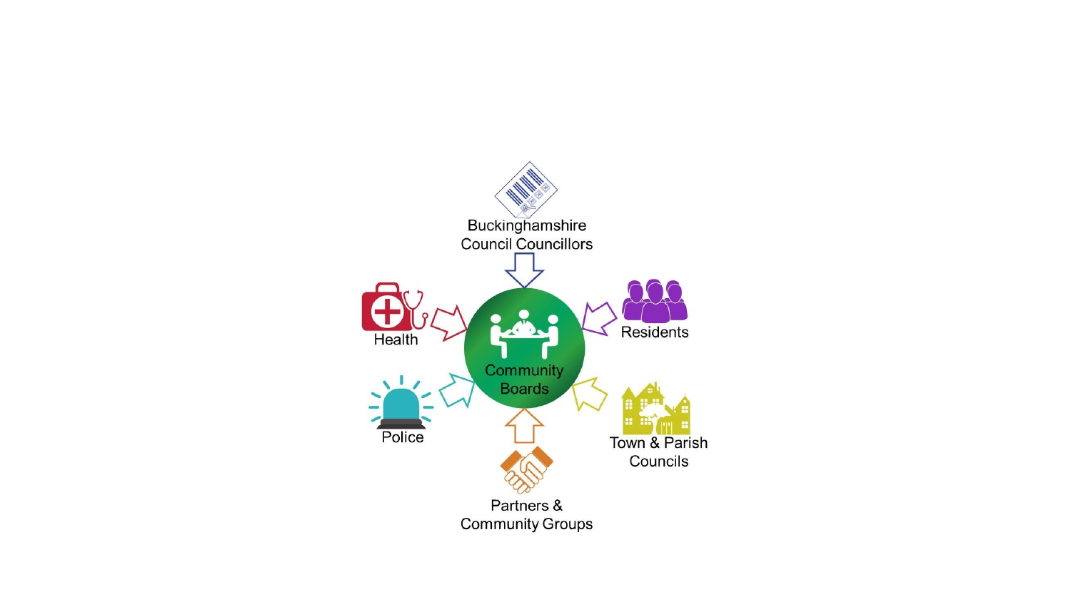Buckinghamshire Council Councillors

Health

Residents

Community Boards

Police

Town & Parish Councils

Partners & Community Groups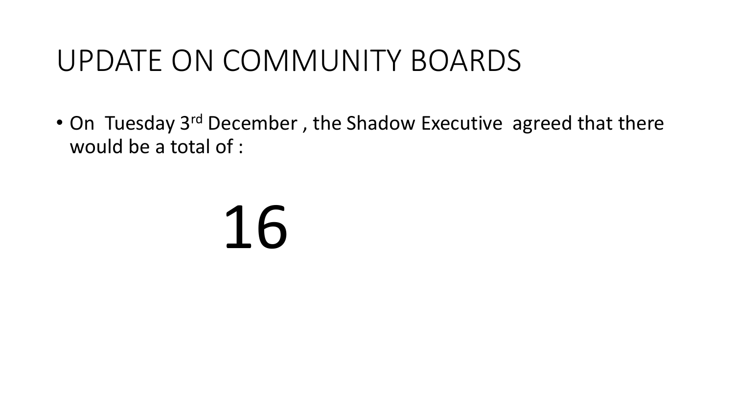# UPDATE ON COMMUNITY BOARDS

- On Tuesday 3rd December , the Shadow Executive agreed that there would be a total of :

16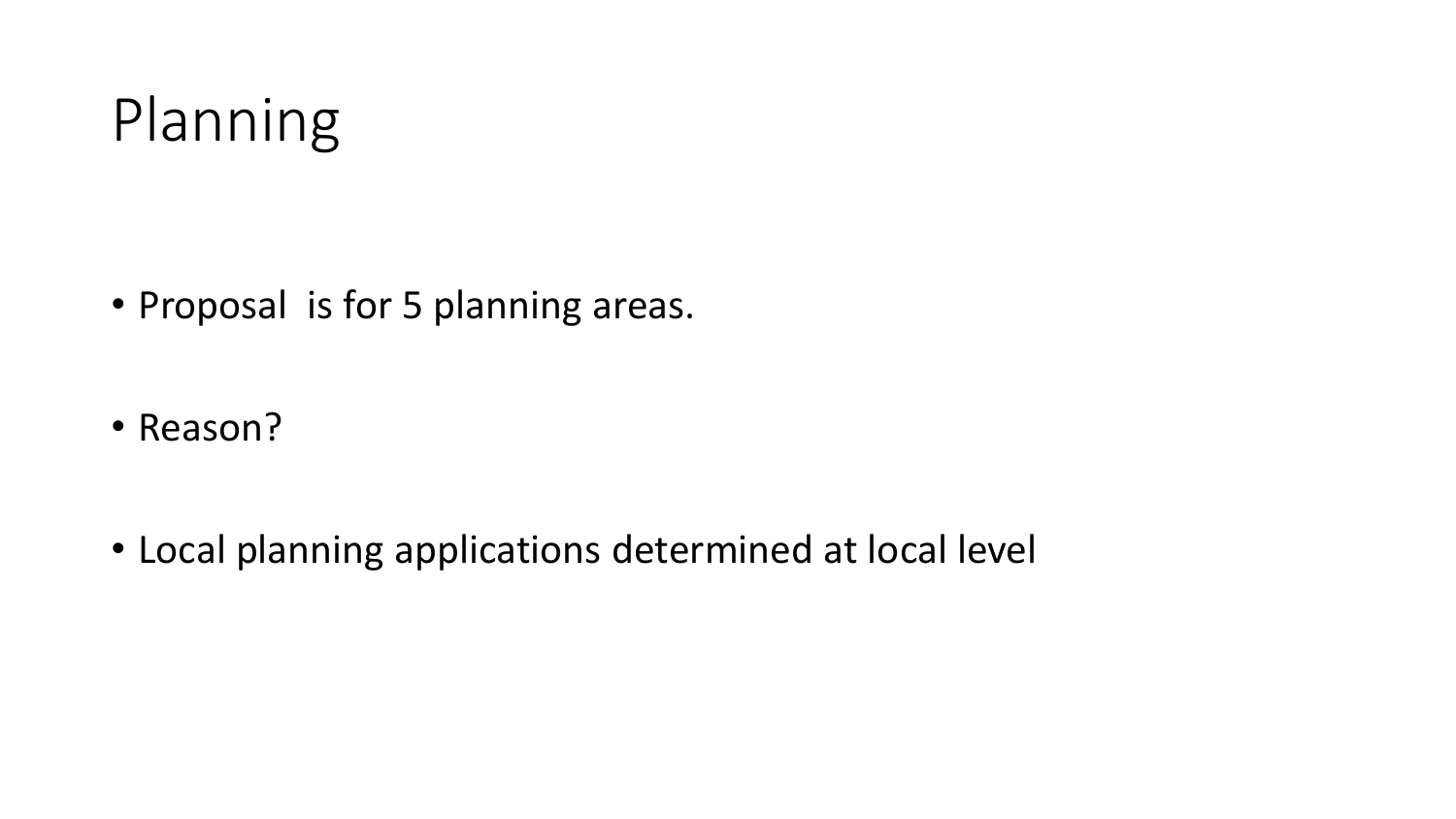# Planning

- Proposal is for 5 planning areas.
- Reason?
- Local planning applications determined at local level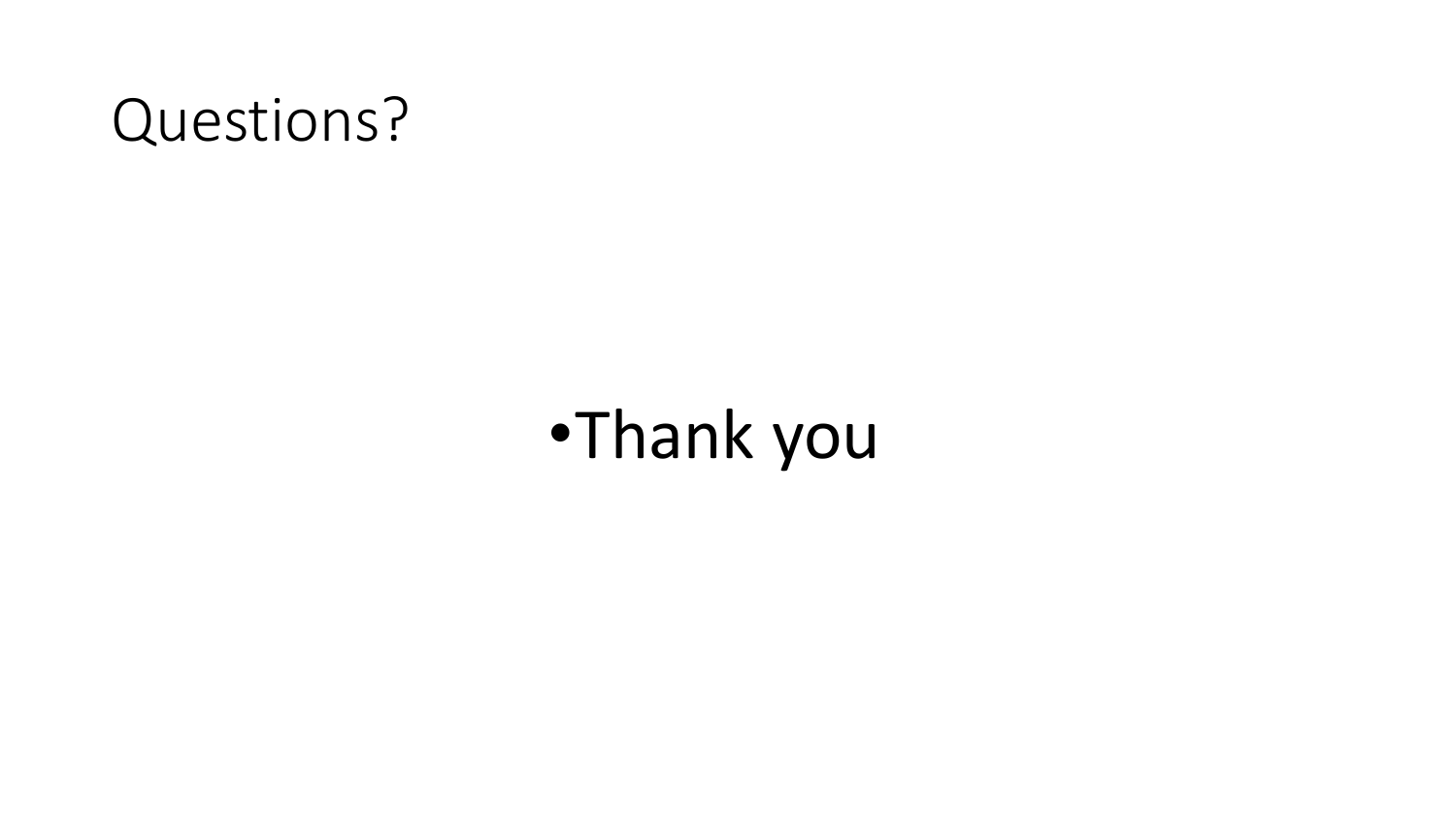# Questions?

- Thank you